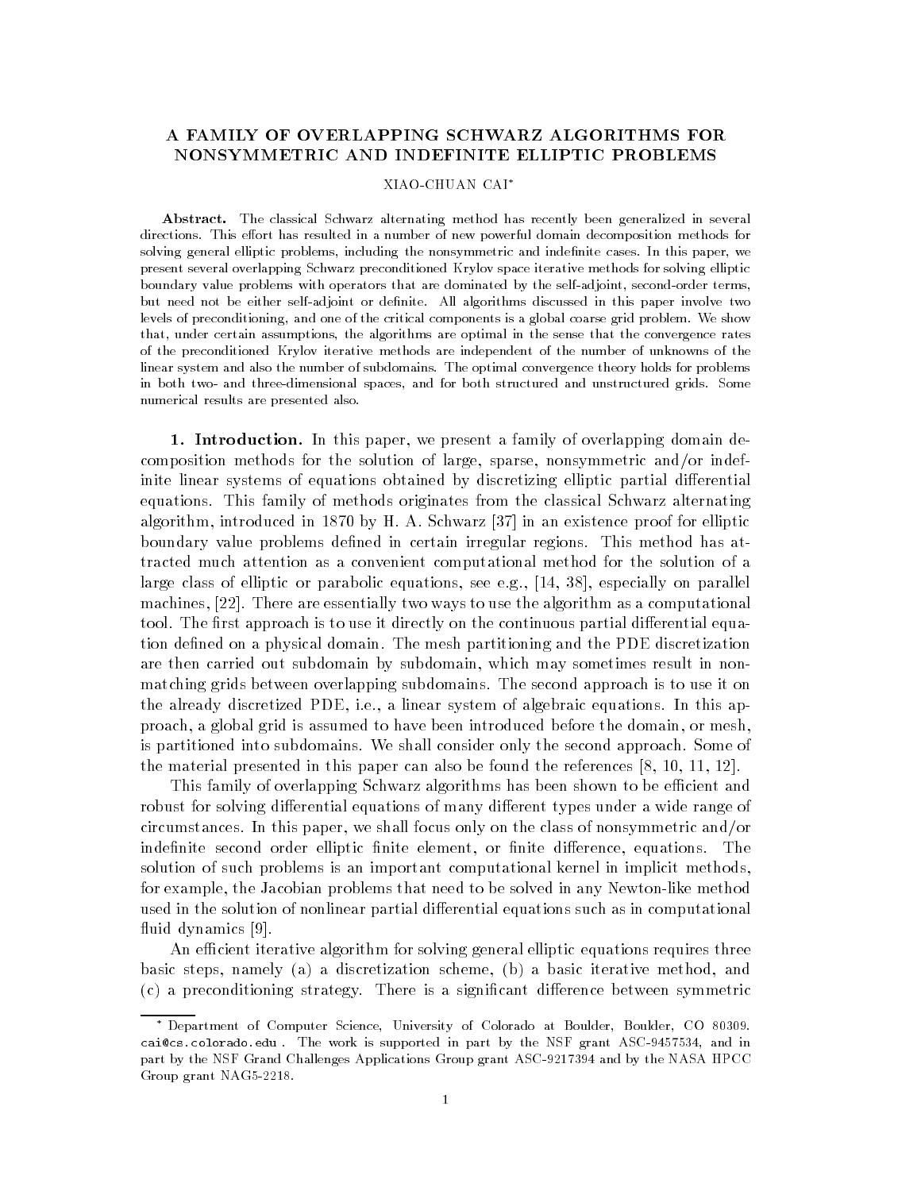# A FAMILY OF OVERLAPPING SCHWARZ ALGORITHMS FOR NONSYMMETRIC AND INDEFINITE ELLIPTIC PROBLEMS

XIAO-CHUAN CAI[*]

**Abstract.** The classical Schwarz alternating method has recently been generalized in several directions. This effort has resulted in a number of new powerful domain decomposition methods for solving general elliptic problems, including the nonsymmetric and indefinite cases. In this paper, we present several overlapping Schwarz preconditioned Krylov space iterative methods for solving elliptic boundary value problems with operators that are dominated by the self-adjoint, second-order terms, but need not be either self-adjoint or definite. All algorithms discussed in this paper involve two levels of preconditioning, and one of the critical components is a global coarse grid problem. We show that, under certain assumptions, the algorithms are optimal in the sense that the convergence rates of the preconditioned Krylov iterative methods are independent of the number of unknowns of the linear system and also the number of subdomains. The optimal convergence theory holds for problems in both two- and three-dimensional spaces, and for both structured and unstructured grids. Some numerical results are presented also.

## 1. Introduction.

In this paper, we present a family of overlapping domain decomposition methods for the solution of large, sparse, nonsymmetric and/or indefinite linear systems of equations obtained by discretizing elliptic partial differential equations. This family of methods originates from the classical Schwarz alternating algorithm, introduced in 1870 by H. A. Schwarz [37] in an existence proof for elliptic boundary value problems defined in certain irregular regions. This method has attracted much attention as a convenient computational method for the solution of a large class of elliptic or parabolic equations, see e.g., [14, 38], especially on parallel machines, [22]. There are essentially two ways to use the algorithm as a computational tool. The first approach is to use it directly on the continuous partial differential equation defined on a physical domain. The mesh partitioning and the PDE discretization are then carried out subdomain by subdomain, which may sometimes result in non-matching grids between overlapping subdomains. The second approach is to use it on the already discretized PDE, i.e., a linear system of algebraic equations. In this approach, a global grid is assumed to have been introduced before the domain, or mesh, is partitioned into subdomains. We shall consider only the second approach. Some of the material presented in this paper can also be found the references [8, 10, 11, 12].

This family of overlapping Schwarz algorithms has been shown to be efficient and robust for solving differential equations of many different types under a wide range of circumstances. In this paper, we shall focus only on the class of nonsymmetric and/or indefinite second order elliptic finite element, or finite difference, equations. The solution of such problems is an important computational kernel in implicit methods, for example, the Jacobian problems that need to be solved in any Newton-like method used in the solution of nonlinear partial differential equations such as in computational fluid dynamics [9].

An efficient iterative algorithm for solving general elliptic equations requires three basic steps, namely (a) a discretization scheme, (b) a basic iterative method, and (c) a preconditioning strategy. There is a significant difference between symmetric

---

[*] Department of Computer Science, University of Colorado at Boulder, Boulder, CO 80309. cai@cs.colorado.edu . The work is supported in part by the NSF grant ASC-9457534, and in part by the NSF Grand Challenges Applications Group grant ASC-9217394 and by the NASA HPCC Group grant NAG5-2218.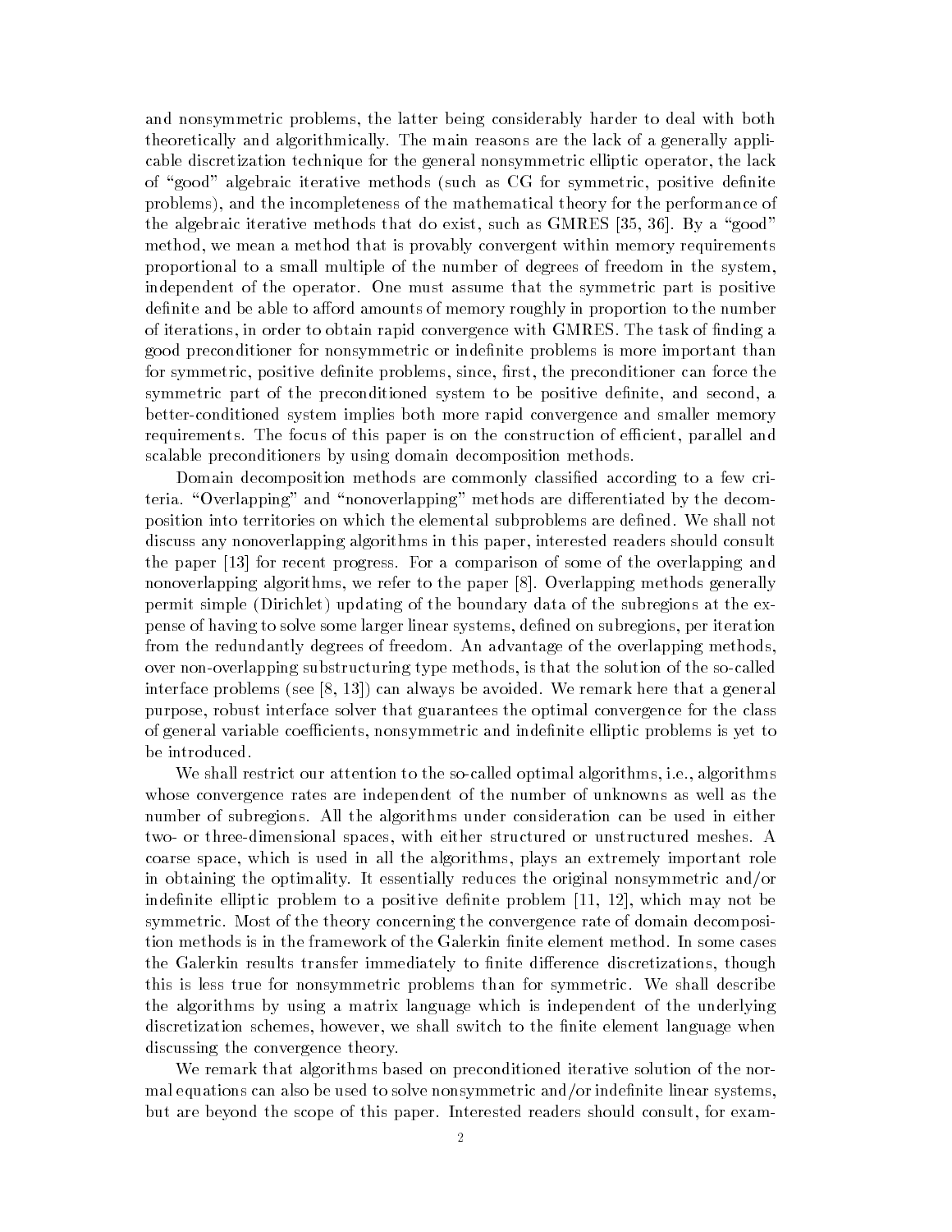and nonsymmetric problems, the latter being considerably harder to deal with both theoretically and algorithmically. The main reasons are the lack of a generally applicable discretization technique for the general nonsymmetric elliptic operator, the lack of "good" algebraic iterative methods (such as CG for symmetric, positive definite problems), and the incompleteness of the mathematical theory for the performance of the algebraic iterative methods that do exist, such as GMRES [35, 36]. By a "good" method, we mean a method that is provably convergent within memory requirements proportional to a small multiple of the number of degrees of freedom in the system, independent of the operator. One must assume that the symmetric part is positive definite and be able to afford amounts of memory roughly in proportion to the number of iterations, in order to obtain rapid convergence with GMRES. The task of finding a good preconditioner for nonsymmetric or indefinite problems is more important than for symmetric, positive definite problems, since, first, the preconditioner can force the symmetric part of the preconditioned system to be positive definite, and second, a better-conditioned system implies both more rapid convergence and smaller memory requirements. The focus of this paper is on the construction of efficient, parallel and scalable preconditioners by using domain decomposition methods.

Domain decomposition methods are commonly classified according to a few criteria. "Overlapping" and "nonoverlapping" methods are differentiated by the decomposition into territories on which the elemental subproblems are defined. We shall not discuss any nonoverlapping algorithms in this paper, interested readers should consult the paper [13] for recent progress. For a comparison of some of the overlapping and nonoverlapping algorithms, we refer to the paper [8]. Overlapping methods generally permit simple (Dirichlet) updating of the boundary data of the subregions at the expense of having to solve some larger linear systems, defined on subregions, per iteration from the redundantly degrees of freedom. An advantage of the overlapping methods, over non-overlapping substructuring type methods, is that the solution of the so-called interface problems (see [8, 13]) can always be avoided. We remark here that a general purpose, robust interface solver that guarantees the optimal convergence for the class of general variable coefficients, nonsymmetric and indefinite elliptic problems is yet to be introduced.

We shall restrict our attention to the so-called optimal algorithms, i.e., algorithms whose convergence rates are independent of the number of unknowns as well as the number of subregions. All the algorithms under consideration can be used in either two- or three-dimensional spaces, with either structured or unstructured meshes. A coarse space, which is used in all the algorithms, plays an extremely important role in obtaining the optimality. It essentially reduces the original nonsymmetric and/or indefinite elliptic problem to a positive definite problem [11, 12], which may not be symmetric. Most of the theory concerning the convergence rate of domain decomposition methods is in the framework of the Galerkin finite element method. In some cases the Galerkin results transfer immediately to finite difference discretizations, though this is less true for nonsymmetric problems than for symmetric. We shall describe the algorithms by using a matrix language which is independent of the underlying discretization schemes, however, we shall switch to the finite element language when discussing the convergence theory.

We remark that algorithms based on preconditioned iterative solution of the normal equations can also be used to solve nonsymmetric and/or indefinite linear systems, but are beyond the scope of this paper. Interested readers should consult, for exam-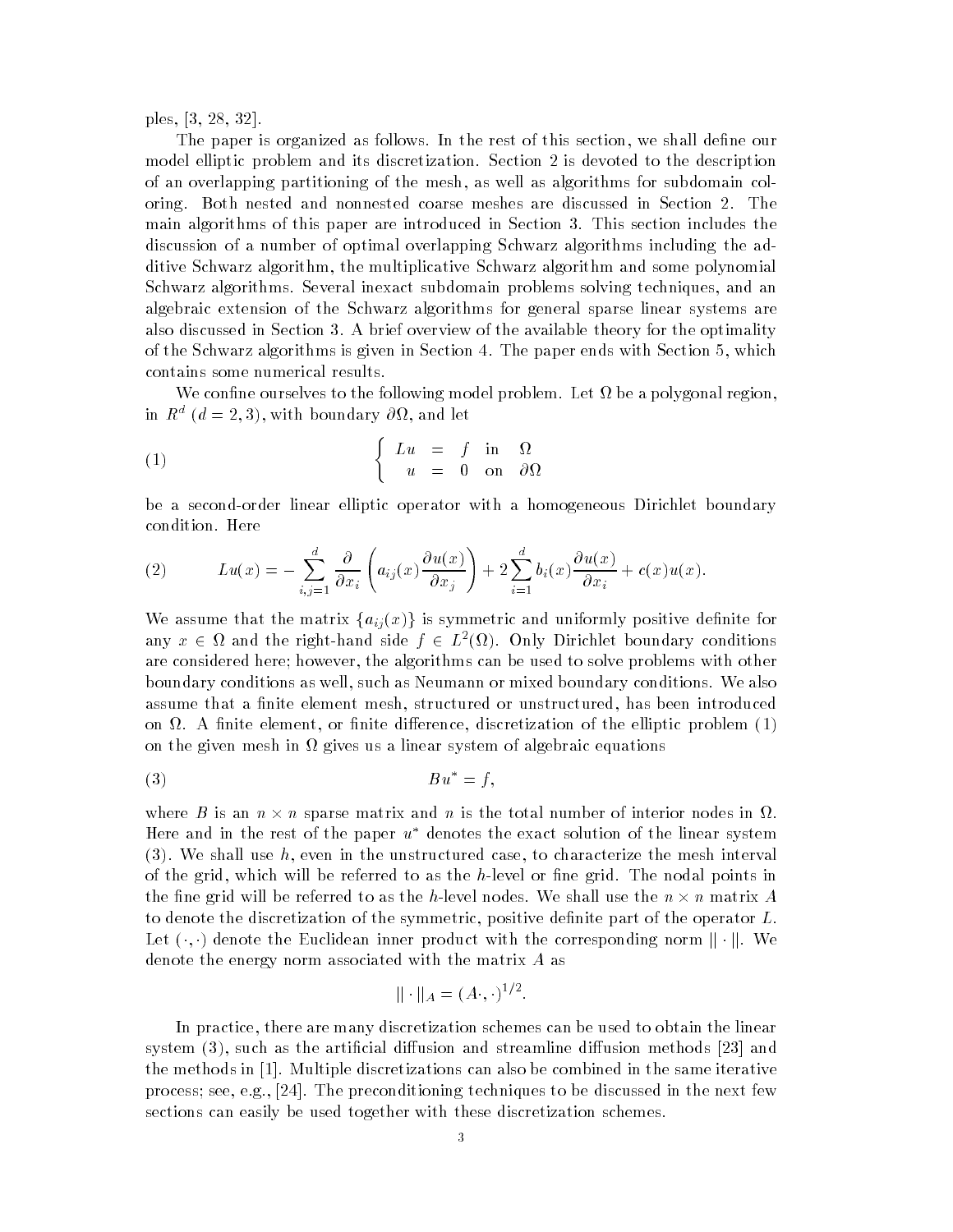ples, [3, 28, 32].

The paper is organized as follows. In the rest of this section, we shall define our model elliptic problem and its discretization. Section 2 is devoted to the description of an overlapping partitioning of the mesh, as well as algorithms for subdomain coloring. Both nested and nonnested coarse meshes are discussed in Section 2. The main algorithms of this paper are introduced in Section 3. This section includes the discussion of a number of optimal overlapping Schwarz algorithms including the additive Schwarz algorithm, the multiplicative Schwarz algorithm and some polynomial Schwarz algorithms. Several inexact subdomain problems solving techniques, and an algebraic extension of the Schwarz algorithms for general sparse linear systems are also discussed in Section 3. A brief overview of the available theory for the optimality of the Schwarz algorithms is given in Section 4. The paper ends with Section 5, which contains some numerical results.

We confine ourselves to the following model problem. Let $\Omega$ be a polygonal region, in $R^d$ ($d = 2, 3$), with boundary $\partial\Omega$, and let

$$
\left\{ \begin{array}{rcll} Lu & = & f & \text{in} \quad \Omega \\ u & = & 0 & \text{on} \quad \partial\Omega \end{array} \right. \tag{1}
$$

be a second-order linear elliptic operator with a homogeneous Dirichlet boundary condition. Here

$$
Lu(x) = -\sum_{i,j=1}^{d} \frac{\partial}{\partial x_i}\left(a_{ij}(x)\frac{\partial u(x)}{\partial x_j}\right) + 2\sum_{i=1}^{d} b_i(x)\frac{\partial u(x)}{\partial x_i} + c(x)u(x). \tag{2}
$$

We assume that the matrix $\{a_{ij}(x)\}$ is symmetric and uniformly positive definite for any $x \in \Omega$ and the right-hand side $f \in L^2(\Omega)$. Only Dirichlet boundary conditions are considered here; however, the algorithms can be used to solve problems with other boundary conditions as well, such as Neumann or mixed boundary conditions. We also assume that a finite element mesh, structured or unstructured, has been introduced on $\Omega$. A finite element, or finite difference, discretization of the elliptic problem (1) on the given mesh in $\Omega$ gives us a linear system of algebraic equations

$$
Bu^* = f, \tag{3}
$$

where $B$ is an $n \times n$ sparse matrix and $n$ is the total number of interior nodes in $\Omega$. Here and in the rest of the paper $u^*$ denotes the exact solution of the linear system (3). We shall use $h$, even in the unstructured case, to characterize the mesh interval of the grid, which will be referred to as the $h$-level or fine grid. The nodal points in the fine grid will be referred to as the $h$-level nodes. We shall use the $n \times n$ matrix $A$ to denote the discretization of the symmetric, positive definite part of the operator $L$. Let $(\cdot, \cdot)$ denote the Euclidean inner product with the corresponding norm $\|\cdot\|$. We denote the energy norm associated with the matrix $A$ as

$$
\|\cdot\|_A = (A\cdot, \cdot)^{1/2}.
$$

In practice, there are many discretization schemes can be used to obtain the linear system (3), such as the artificial diffusion and streamline diffusion methods [23] and the methods in [1]. Multiple discretizations can also be combined in the same iterative process; see, e.g., [24]. The preconditioning techniques to be discussed in the next few sections can easily be used together with these discretization schemes.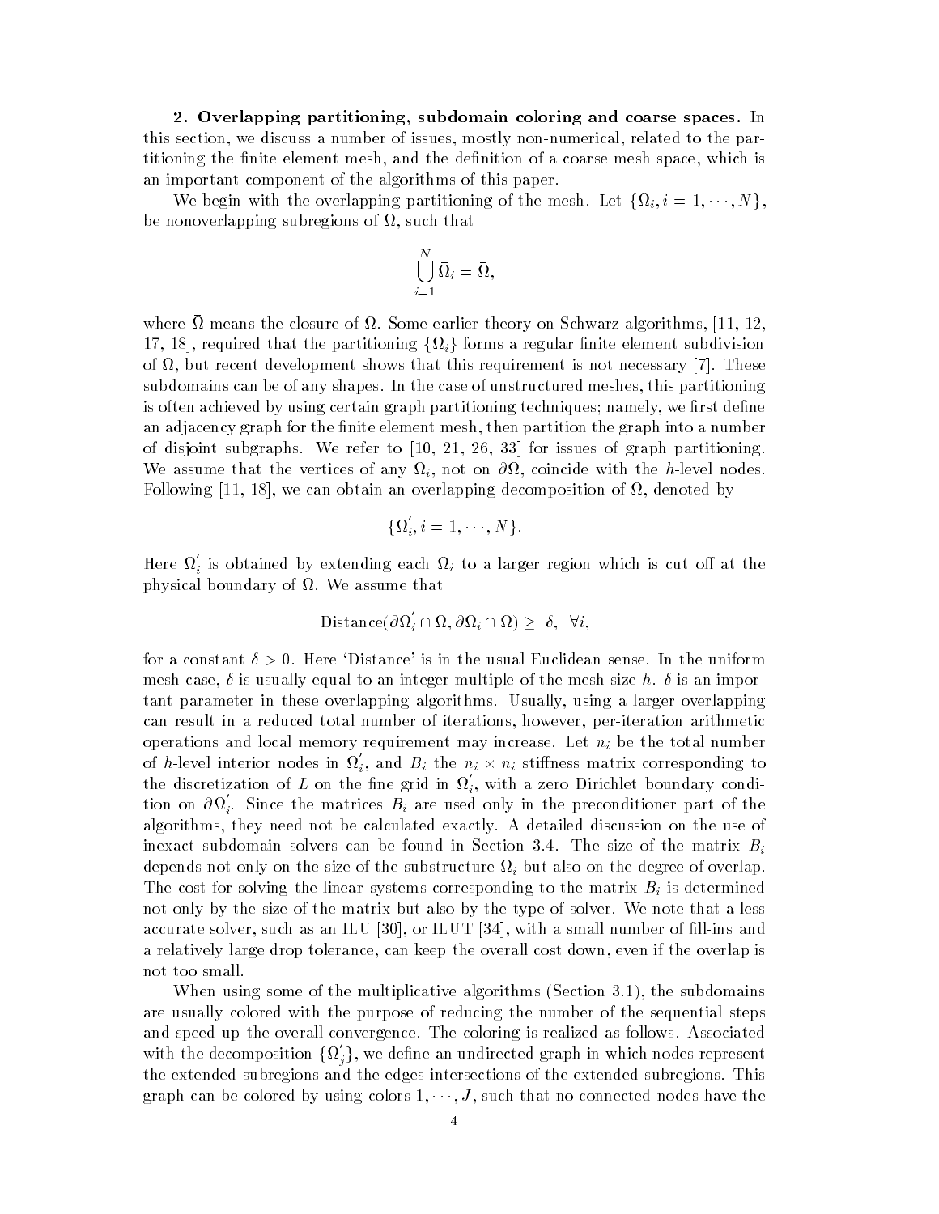**2. Overlapping partitioning, subdomain coloring and coarse spaces.** In this section, we discuss a number of issues, mostly non-numerical, related to the partitioning the finite element mesh, and the definition of a coarse mesh space, which is an important component of the algorithms of this paper.

We begin with the overlapping partitioning of the mesh. Let $\{\Omega_i, i = 1, \cdots, N\}$, be nonoverlapping subregions of $\Omega$, such that

$$\bigcup_{i=1}^{N} \bar{\Omega}_i = \bar{\Omega},$$

where $\bar{\Omega}$ means the closure of $\Omega$. Some earlier theory on Schwarz algorithms, [11, 12, 17, 18], required that the partitioning $\{\Omega_i\}$ forms a regular finite element subdivision of $\Omega$, but recent development shows that this requirement is not necessary [7]. These subdomains can be of any shapes. In the case of unstructured meshes, this partitioning is often achieved by using certain graph partitioning techniques; namely, we first define an adjacency graph for the finite element mesh, then partition the graph into a number of disjoint subgraphs. We refer to [10, 21, 26, 33] for issues of graph partitioning. We assume that the vertices of any $\Omega_i$, not on $\partial\Omega$, coincide with the $h$-level nodes. Following [11, 18], we can obtain an overlapping decomposition of $\Omega$, denoted by

$$\{\Omega_i^{'}, i = 1, \cdots, N\}.$$

Here $\Omega_i^{'}$ is obtained by extending each $\Omega_i$ to a larger region which is cut off at the physical boundary of $\Omega$. We assume that

$$\text{Distance}(\partial\Omega_i^{'} \cap \Omega, \partial\Omega_i \cap \Omega) \geq \delta, \ \ \forall i,$$

for a constant $\delta > 0$. Here 'Distance' is in the usual Euclidean sense. In the uniform mesh case, $\delta$ is usually equal to an integer multiple of the mesh size $h$. $\delta$ is an important parameter in these overlapping algorithms. Usually, using a larger overlapping can result in a reduced total number of iterations, however, per-iteration arithmetic operations and local memory requirement may increase. Let $n_i$ be the total number of $h$-level interior nodes in $\Omega_i^{'}$, and $B_i$ the $n_i \times n_i$ stiffness matrix corresponding to the discretization of $L$ on the fine grid in $\Omega_i^{'}$, with a zero Dirichlet boundary condition on $\partial\Omega_i^{'}$. Since the matrices $B_i$ are used only in the preconditioner part of the algorithms, they need not be calculated exactly. A detailed discussion on the use of inexact subdomain solvers can be found in Section 3.4. The size of the matrix $B_i$ depends not only on the size of the substructure $\Omega_i$ but also on the degree of overlap. The cost for solving the linear systems corresponding to the matrix $B_i$ is determined not only by the size of the matrix but also by the type of solver. We note that a less accurate solver, such as an ILU [30], or ILUT [34], with a small number of fill-ins and a relatively large drop tolerance, can keep the overall cost down, even if the overlap is not too small.

When using some of the multiplicative algorithms (Section 3.1), the subdomains are usually colored with the purpose of reducing the number of the sequential steps and speed up the overall convergence. The coloring is realized as follows. Associated with the decomposition $\{\Omega_j^{'}\}$, we define an undirected graph in which nodes represent the extended subregions and the edges intersections of the extended subregions. This graph can be colored by using colors $1, \cdots, J$, such that no connected nodes have the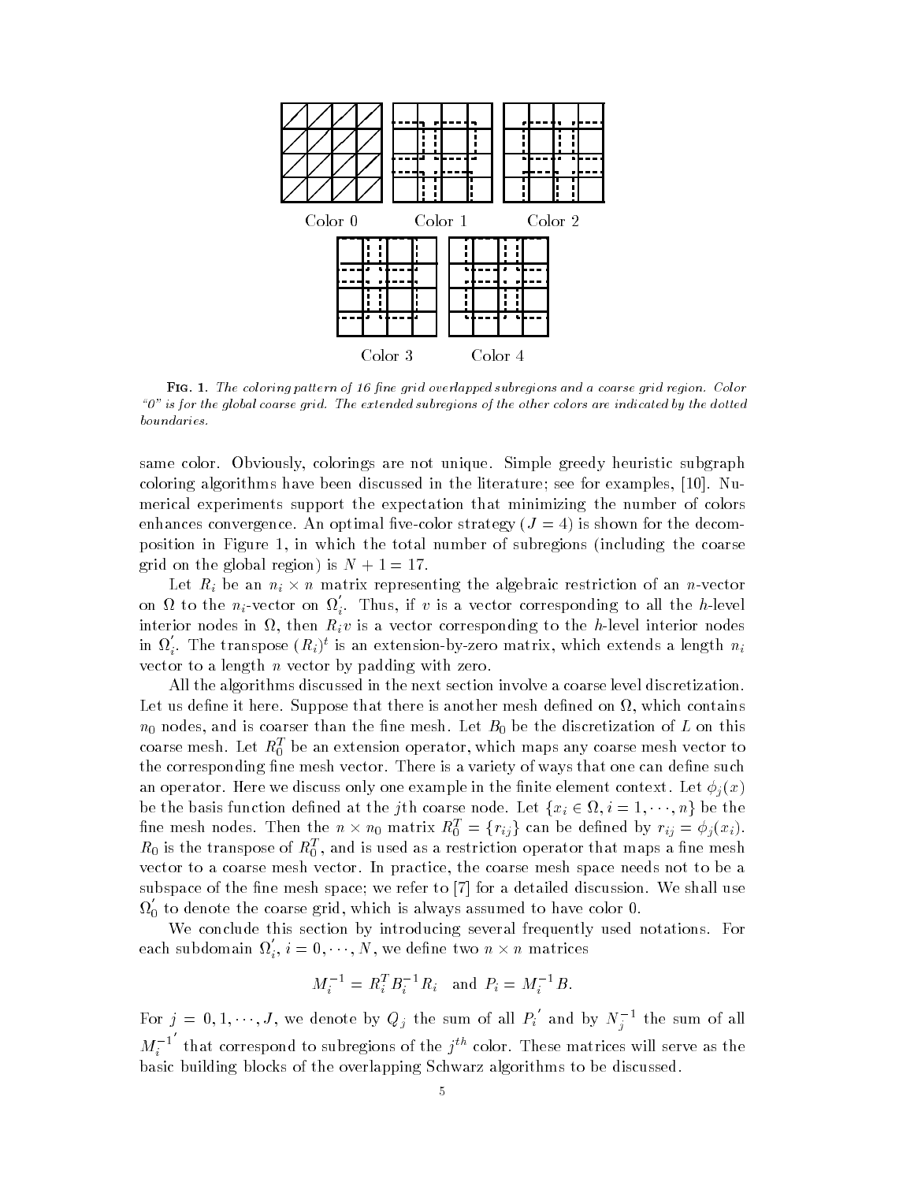Color 0 Color 1 Color 2

Color 3 Color 4

Fig. 1. *The coloring pattern of 16 fine grid overlapped subregions and a coarse grid region. Color "0" is for the global coarse grid. The extended subregions of the other colors are indicated by the dotted boundaries.*

same color. Obviously, colorings are not unique. Simple greedy heuristic subgraph coloring algorithms have been discussed in the literature; see for examples, [10]. Numerical experiments support the expectation that minimizing the number of colors enhances convergence. An optimal five-color strategy ($J = 4$) is shown for the decomposition in Figure 1, in which the total number of subregions (including the coarse grid on the global region) is $N + 1 = 17$.

Let $R_i$ be an $n_i \times n$ matrix representing the algebraic restriction of an $n$-vector on $\Omega$ to the $n_i$-vector on $\Omega_i^{'}$. Thus, if $v$ is a vector corresponding to all the $h$-level interior nodes in $\Omega$, then $R_i v$ is a vector corresponding to the $h$-level interior nodes in $\Omega_i^{'}$. The transpose $(R_i)^t$ is an extension-by-zero matrix, which extends a length $n_i$ vector to a length $n$ vector by padding with zero.

All the algorithms discussed in the next section involve a coarse level discretization. Let us define it here. Suppose that there is another mesh defined on $\Omega$, which contains $n_0$ nodes, and is coarser than the fine mesh. Let $B_0$ be the discretization of $L$ on this coarse mesh. Let $R_0^T$ be an extension operator, which maps any coarse mesh vector to the corresponding fine mesh vector. There is a variety of ways that one can define such an operator. Here we discuss only one example in the finite element context. Let $\phi_j(x)$ be the basis function defined at the $j$th coarse node. Let $\{x_i \in \Omega, i = 1, \cdots, n\}$ be the fine mesh nodes. Then the $n \times n_0$ matrix $R_0^T = \{r_{ij}\}$ can be defined by $r_{ij} = \phi_j(x_i)$. $R_0$ is the transpose of $R_0^T$, and is used as a restriction operator that maps a fine mesh vector to a coarse mesh vector. In practice, the coarse mesh space needs not to be a subspace of the fine mesh space; we refer to [7] for a detailed discussion. We shall use $\Omega_0^{'}$ to denote the coarse grid, which is always assumed to have color 0.

We conclude this section by introducing several frequently used notations. For each subdomain $\Omega_i^{'}$, $i = 0, \cdots, N$, we define two $n \times n$ matrices

$$M_i^{-1} = R_i^T B_i^{-1} R_i \quad \text{and} \quad P_i = M_i^{-1} B.$$

For $j = 0, 1, \cdots, J$, we denote by $Q_j$ the sum of all $P_i^{'}$ and by $N_j^{-1}$ the sum of all $M_i^{-1^{'}}$ that correspond to subregions of the $j^{th}$ color. These matrices will serve as the basic building blocks of the overlapping Schwarz algorithms to be discussed.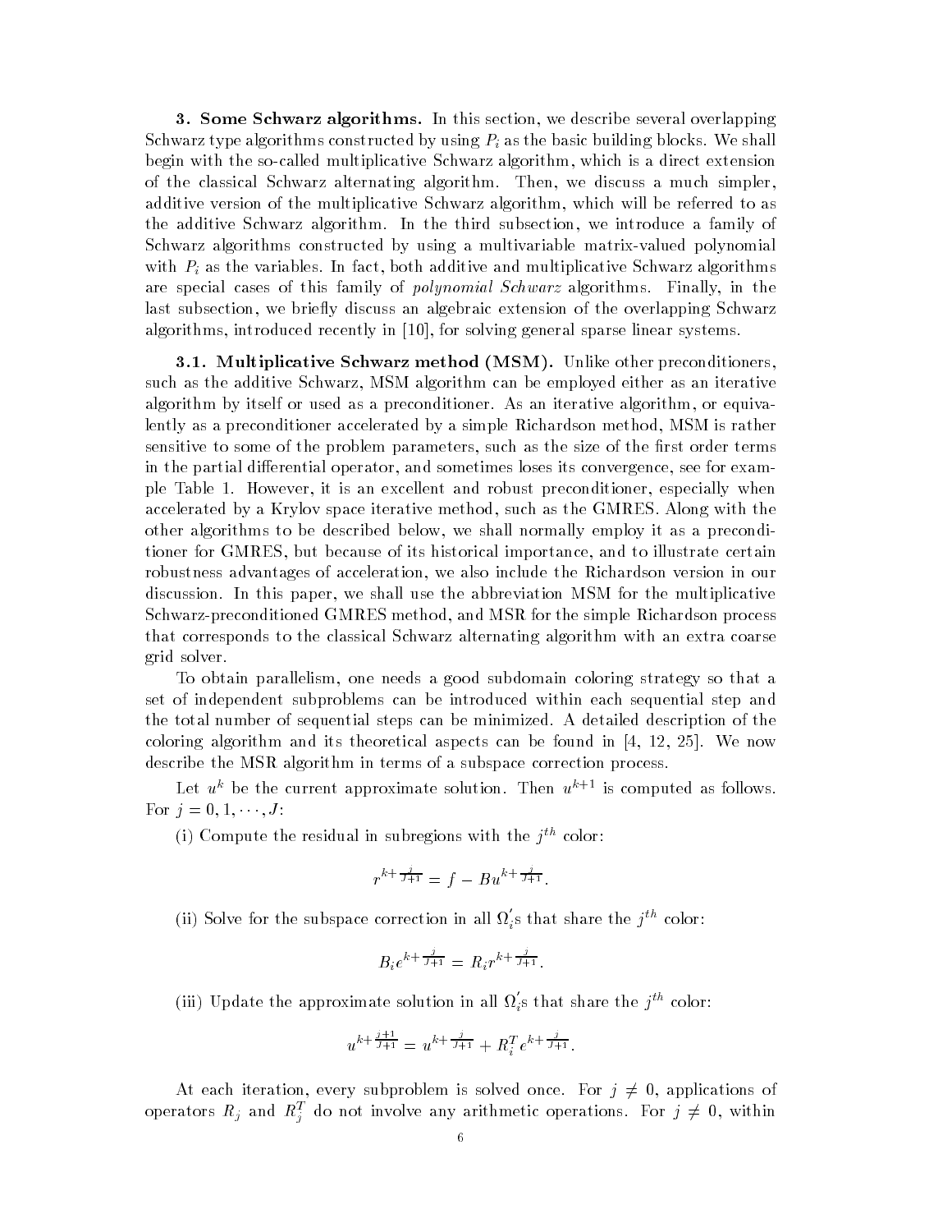**3. Some Schwarz algorithms.** In this section, we describe several overlapping Schwarz type algorithms constructed by using $P_i$ as the basic building blocks. We shall begin with the so-called multiplicative Schwarz algorithm, which is a direct extension of the classical Schwarz alternating algorithm. Then, we discuss a much simpler, additive version of the multiplicative Schwarz algorithm, which will be referred to as the additive Schwarz algorithm. In the third subsection, we introduce a family of Schwarz algorithms constructed by using a multivariable matrix-valued polynomial with $P_i$ as the variables. In fact, both additive and multiplicative Schwarz algorithms are special cases of this family of *polynomial Schwarz* algorithms. Finally, in the last subsection, we briefly discuss an algebraic extension of the overlapping Schwarz algorithms, introduced recently in [10], for solving general sparse linear systems.

**3.1. Multiplicative Schwarz method (MSM).** Unlike other preconditioners, such as the additive Schwarz, MSM algorithm can be employed either as an iterative algorithm by itself or used as a preconditioner. As an iterative algorithm, or equivalently as a preconditioner accelerated by a simple Richardson method, MSM is rather sensitive to some of the problem parameters, such as the size of the first order terms in the partial differential operator, and sometimes loses its convergence, see for example Table 1. However, it is an excellent and robust preconditioner, especially when accelerated by a Krylov space iterative method, such as the GMRES. Along with the other algorithms to be described below, we shall normally employ it as a preconditioner for GMRES, but because of its historical importance, and to illustrate certain robustness advantages of acceleration, we also include the Richardson version in our discussion. In this paper, we shall use the abbreviation MSM for the multiplicative Schwarz-preconditioned GMRES method, and MSR for the simple Richardson process that corresponds to the classical Schwarz alternating algorithm with an extra coarse grid solver.

To obtain parallelism, one needs a good subdomain coloring strategy so that a set of independent subproblems can be introduced within each sequential step and the total number of sequential steps can be minimized. A detailed description of the coloring algorithm and its theoretical aspects can be found in [4, 12, 25]. We now describe the MSR algorithm in terms of a subspace correction process.

Let $u^k$ be the current approximate solution. Then $u^{k+1}$ is computed as follows. For $j = 0, 1, \cdots, J$:

(i) Compute the residual in subregions with the $j^{th}$ color:

$$r^{k+\frac{j}{J+1}} = f - Bu^{k+\frac{j}{J+1}}.$$

(ii) Solve for the subspace correction in all $\Omega_i'$s that share the $j^{th}$ color:

$$B_i e^{k+\frac{j}{J+1}} = R_i r^{k+\frac{j}{J+1}}.$$

(iii) Update the approximate solution in all $\Omega_i'$s that share the $j^{th}$ color:

$$u^{k+\frac{j+1}{J+1}} = u^{k+\frac{j}{J+1}} + R_i^T e^{k+\frac{j}{J+1}}.$$

At each iteration, every subproblem is solved once. For $j \neq 0$, applications of operators $R_j$ and $R_j^T$ do not involve any arithmetic operations. For $j \neq 0$, within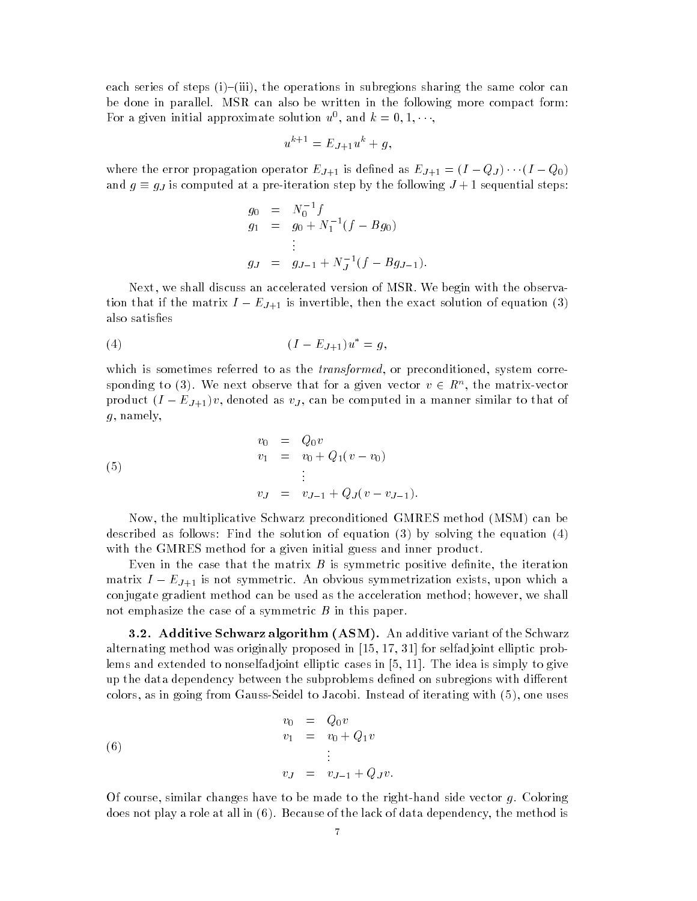each series of steps (i)–(iii), the operations in subregions sharing the same color can be done in parallel. MSR can also be written in the following more compact form: For a given initial approximate solution $u^0$, and $k = 0, 1, \cdots$,

$$u^{k+1} = E_{J+1} u^k + g,$$

where the error propagation operator $E_{J+1}$ is defined as $E_{J+1} = (I - Q_J) \cdots (I - Q_0)$ and $g \equiv g_J$ is computed at a pre-iteration step by the following $J+1$ sequential steps:

$$\begin{aligned} g_0 &= N_0^{-1} f \\ g_1 &= g_0 + N_1^{-1}(f - B g_0) \\ &\vdots \\ g_J &= g_{J-1} + N_J^{-1}(f - B g_{J-1}). \end{aligned}$$

Next, we shall discuss an accelerated version of MSR. We begin with the observation that if the matrix $I - E_{J+1}$ is invertible, then the exact solution of equation (3) also satisfies

$$(I - E_{J+1}) u^* = g, \tag{4}$$

which is sometimes referred to as the *transformed*, or preconditioned, system corresponding to (3). We next observe that for a given vector $v \in R^n$, the matrix-vector product $(I - E_{J+1})v$, denoted as $v_J$, can be computed in a manner similar to that of $g$, namely,

$$\begin{aligned} v_0 &= Q_0 v \\ v_1 &= v_0 + Q_1(v - v_0) \\ &\vdots \\ v_J &= v_{J-1} + Q_J(v - v_{J-1}). \end{aligned} \tag{5}$$

Now, the multiplicative Schwarz preconditioned GMRES method (MSM) can be described as follows: Find the solution of equation (3) by solving the equation (4) with the GMRES method for a given initial guess and inner product.

Even in the case that the matrix $B$ is symmetric positive definite, the iteration matrix $I - E_{J+1}$ is not symmetric. An obvious symmetrization exists, upon which a conjugate gradient method can be used as the acceleration method; however, we shall not emphasize the case of a symmetric $B$ in this paper.

**3.2. Additive Schwarz algorithm (ASM).** An additive variant of the Schwarz alternating method was originally proposed in [15, 17, 31] for selfadjoint elliptic problems and extended to nonselfadjoint elliptic cases in [5, 11]. The idea is simply to give up the data dependency between the subproblems defined on subregions with different colors, as in going from Gauss-Seidel to Jacobi. Instead of iterating with (5), one uses

$$\begin{aligned} v_0 &= Q_0 v \\ v_1 &= v_0 + Q_1 v \\ &\vdots \\ v_J &= v_{J-1} + Q_J v. \end{aligned} \tag{6}$$

Of course, similar changes have to be made to the right-hand side vector $g$. Coloring does not play a role at all in (6). Because of the lack of data dependency, the method is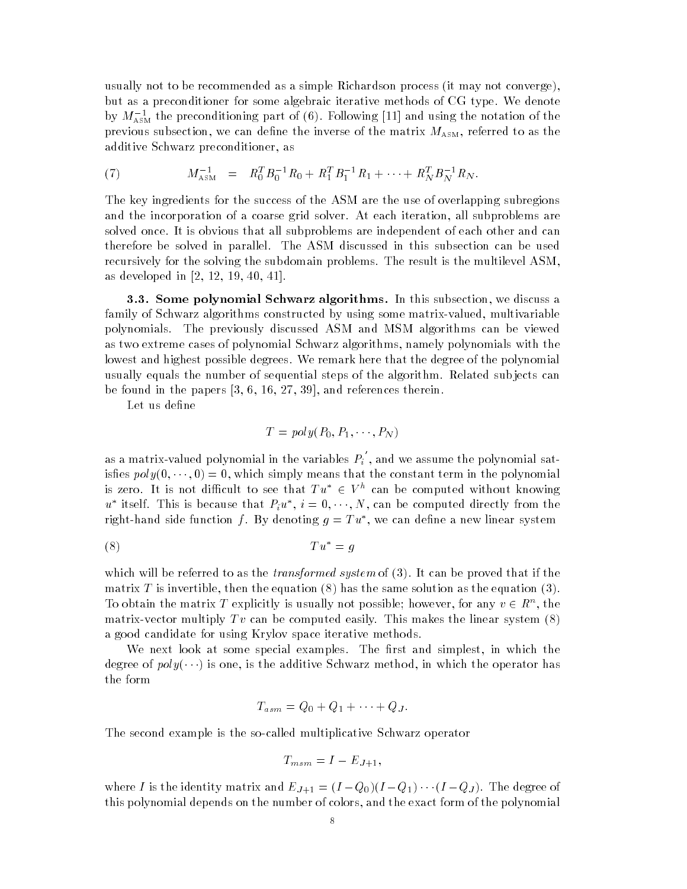usually not to be recommended as a simple Richardson process (it may not converge), but as a preconditioner for some algebraic iterative methods of CG type. We denote by $M_{\text{ASM}}^{-1}$ the preconditioning part of (6). Following [11] and using the notation of the previous subsection, we can define the inverse of the matrix $M_{\text{ASM}}$, referred to as the additive Schwarz preconditioner, as

$$M_{\text{ASM}}^{-1} \quad = \quad R_0^T B_0^{-1} R_0 + R_1^T B_1^{-1} R_1 + \cdots + R_N^T B_N^{-1} R_N. \tag{7}$$

The key ingredients for the success of the ASM are the use of overlapping subregions and the incorporation of a coarse grid solver. At each iteration, all subproblems are solved once. It is obvious that all subproblems are independent of each other and can therefore be solved in parallel. The ASM discussed in this subsection can be used recursively for the solving the subdomain problems. The result is the multilevel ASM, as developed in [2, 12, 19, 40, 41].

**3.3. Some polynomial Schwarz algorithms.** In this subsection, we discuss a family of Schwarz algorithms constructed by using some matrix-valued, multivariable polynomials. The previously discussed ASM and MSM algorithms can be viewed as two extreme cases of polynomial Schwarz algorithms, namely polynomials with the lowest and highest possible degrees. We remark here that the degree of the polynomial usually equals the number of sequential steps of the algorithm. Related subjects can be found in the papers [3, 6, 16, 27, 39], and references therein.

Let us define

$$T = poly(P_0, P_1, \cdots, P_N)$$

as a matrix-valued polynomial in the variables $P_i^{'}$, and we assume the polynomial satisfies $poly(0, \cdots, 0) = 0$, which simply means that the constant term in the polynomial is zero. It is not difficult to see that $Tu^* \in V^h$ can be computed without knowing $u^*$ itself. This is because that $P_i u^*$, $i = 0, \cdots, N$, can be computed directly from the right-hand side function $f$. By denoting $g = Tu^*$, we can define a new linear system

$$Tu^* = g \tag{8}$$

which will be referred to as the *transformed system* of (3). It can be proved that if the matrix $T$ is invertible, then the equation (8) has the same solution as the equation (3). To obtain the matrix $T$ explicitly is usually not possible; however, for any $v \in R^n$, the matrix-vector multiply $Tv$ can be computed easily. This makes the linear system (8) a good candidate for using Krylov space iterative methods.

We next look at some special examples. The first and simplest, in which the degree of $poly(\cdots)$ is one, is the additive Schwarz method, in which the operator has the form

$$T_{asm} = Q_0 + Q_1 + \cdots + Q_J.$$

The second example is the so-called multiplicative Schwarz operator

$$T_{msm} = I - E_{J+1},$$

where $I$ is the identity matrix and $E_{J+1} = (I - Q_0)(I - Q_1) \cdots (I - Q_J)$. The degree of this polynomial depends on the number of colors, and the exact form of the polynomial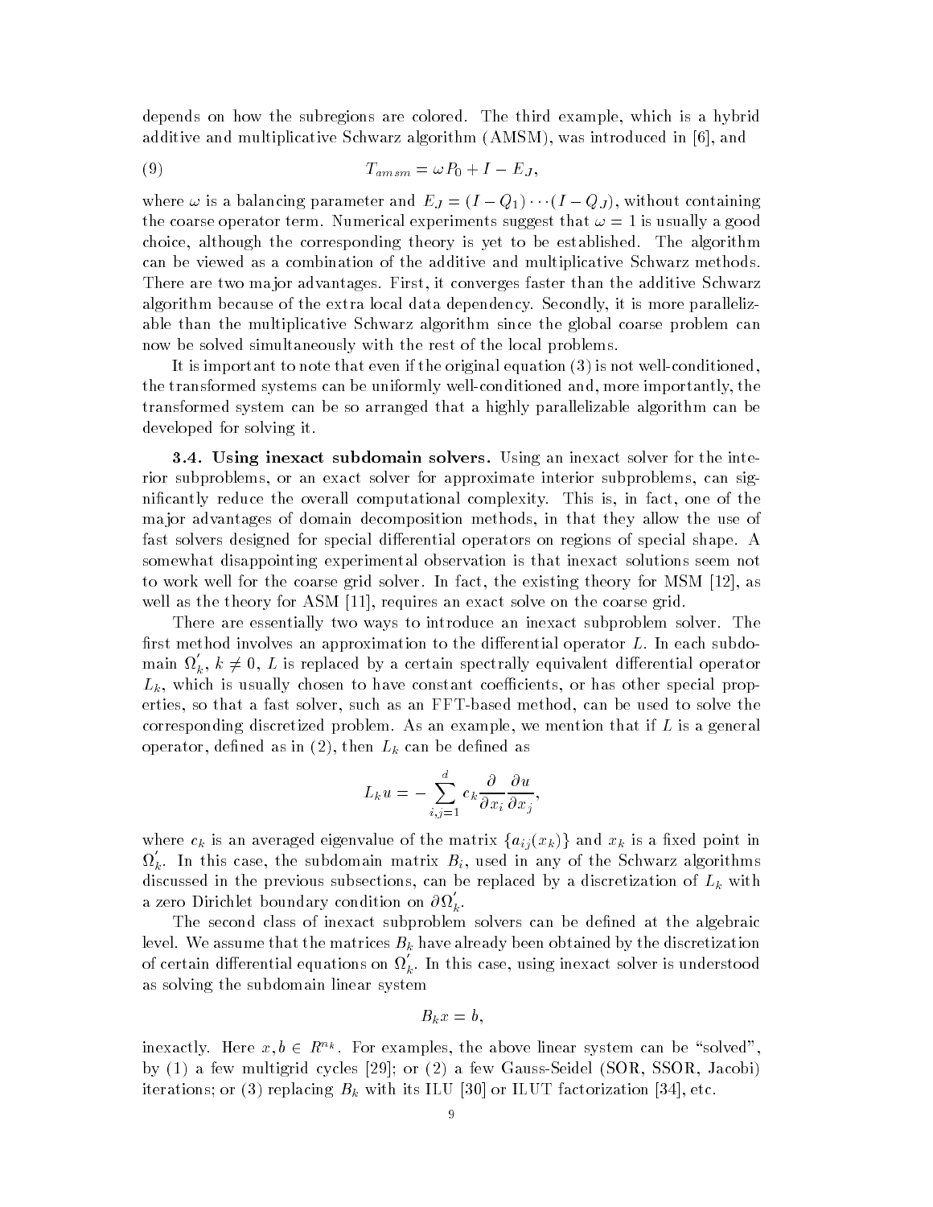depends on how the subregions are colored. The third example, which is a hybrid additive and multiplicative Schwarz algorithm (AMSM), was introduced in [6], and

$$T_{amsm} = \omega P_0 + I - E_J, \tag{9}$$

where $\omega$ is a balancing parameter and $E_J = (I - Q_1) \cdots (I - Q_J)$, without containing the coarse operator term. Numerical experiments suggest that $\omega = 1$ is usually a good choice, although the corresponding theory is yet to be established. The algorithm can be viewed as a combination of the additive and multiplicative Schwarz methods. There are two major advantages. First, it converges faster than the additive Schwarz algorithm because of the extra local data dependency. Secondly, it is more parallelizable than the multiplicative Schwarz algorithm since the global coarse problem can now be solved simultaneously with the rest of the local problems.

It is important to note that even if the original equation (3) is not well-conditioned, the transformed systems can be uniformly well-conditioned and, more importantly, the transformed system can be so arranged that a highly parallelizable algorithm can be developed for solving it.

**3.4. Using inexact subdomain solvers.** Using an inexact solver for the interior subproblems, or an exact solver for approximate interior subproblems, can significantly reduce the overall computational complexity. This is, in fact, one of the major advantages of domain decomposition methods, in that they allow the use of fast solvers designed for special differential operators on regions of special shape. A somewhat disappointing experimental observation is that inexact solutions seem not to work well for the coarse grid solver. In fact, the existing theory for MSM [12], as well as the theory for ASM [11], requires an exact solve on the coarse grid.

There are essentially two ways to introduce an inexact subproblem solver. The first method involves an approximation to the differential operator $L$. In each subdomain $\Omega_k^{'}$, $k \neq 0$, $L$ is replaced by a certain spectrally equivalent differential operator $L_k$, which is usually chosen to have constant coefficients, or has other special properties, so that a fast solver, such as an FFT-based method, can be used to solve the corresponding discretized problem. As an example, we mention that if $L$ is a general operator, defined as in (2), then $L_k$ can be defined as

$$L_k u = -\sum_{i,j=1}^{d} c_k \frac{\partial}{\partial x_i} \frac{\partial u}{\partial x_j},$$

where $c_k$ is an averaged eigenvalue of the matrix $\{a_{ij}(x_k)\}$ and $x_k$ is a fixed point in $\Omega_k^{'}$. In this case, the subdomain matrix $B_i$, used in any of the Schwarz algorithms discussed in the previous subsections, can be replaced by a discretization of $L_k$ with a zero Dirichlet boundary condition on $\partial\Omega_k^{'}$.

The second class of inexact subproblem solvers can be defined at the algebraic level. We assume that the matrices $B_k$ have already been obtained by the discretization of certain differential equations on $\Omega_k^{'}$. In this case, using inexact solver is understood as solving the subdomain linear system

$$B_k x = b,$$

inexactly. Here $x, b \in R^{n_k}$. For examples, the above linear system can be "solved", by (1) a few multigrid cycles [29]; or (2) a few Gauss-Seidel (SOR, SSOR, Jacobi) iterations; or (3) replacing $B_k$ with its ILU [30] or ILUT factorization [34], etc.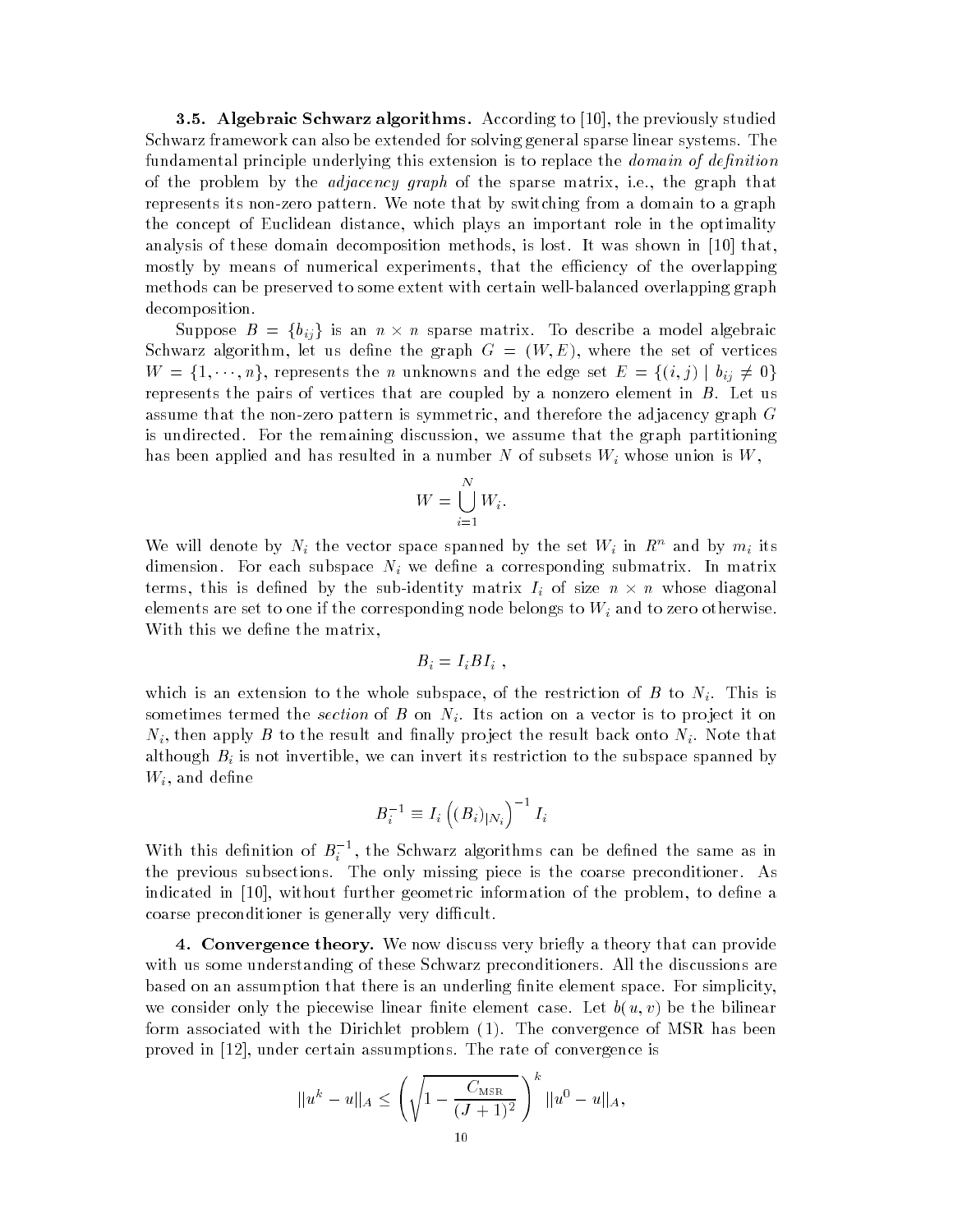**3.5. Algebraic Schwarz algorithms.** According to [10], the previously studied Schwarz framework can also be extended for solving general sparse linear systems. The fundamental principle underlying this extension is to replace the *domain of definition* of the problem by the *adjacency graph* of the sparse matrix, i.e., the graph that represents its non-zero pattern. We note that by switching from a domain to a graph the concept of Euclidean distance, which plays an important role in the optimality analysis of these domain decomposition methods, is lost. It was shown in [10] that, mostly by means of numerical experiments, that the efficiency of the overlapping methods can be preserved to some extent with certain well-balanced overlapping graph decomposition.

Suppose $B = \{b_{ij}\}$ is an $n \times n$ sparse matrix. To describe a model algebraic Schwarz algorithm, let us define the graph $G = (W, E)$, where the set of vertices $W = \{1, \cdots, n\}$, represents the $n$ unknowns and the edge set $E = \{(i,j) \mid b_{ij} \neq 0\}$ represents the pairs of vertices that are coupled by a nonzero element in $B$. Let us assume that the non-zero pattern is symmetric, and therefore the adjacency graph $G$ is undirected. For the remaining discussion, we assume that the graph partitioning has been applied and has resulted in a number $N$ of subsets $W_i$ whose union is $W$,

$$W = \bigcup_{i=1}^{N} W_i.$$

We will denote by $N_i$ the vector space spanned by the set $W_i$ in $R^n$ and by $m_i$ its dimension. For each subspace $N_i$ we define a corresponding submatrix. In matrix terms, this is defined by the sub-identity matrix $I_i$ of size $n \times n$ whose diagonal elements are set to one if the corresponding node belongs to $W_i$ and to zero otherwise. With this we define the matrix,

$$B_i = I_i B I_i \ ,$$

which is an extension to the whole subspace, of the restriction of $B$ to $N_i$. This is sometimes termed the *section* of $B$ on $N_i$. Its action on a vector is to project it on $N_i$, then apply $B$ to the result and finally project the result back onto $N_i$. Note that although $B_i$ is not invertible, we can invert its restriction to the subspace spanned by $W_i$, and define

$$B_i^{-1} \equiv I_i \left( (B_i)_{|N_i} \right)^{-1} I_i$$

With this definition of $B_i^{-1}$, the Schwarz algorithms can be defined the same as in the previous subsections. The only missing piece is the coarse preconditioner. As indicated in [10], without further geometric information of the problem, to define a coarse preconditioner is generally very difficult.

**4. Convergence theory.** We now discuss very briefly a theory that can provide with us some understanding of these Schwarz preconditioners. All the discussions are based on an assumption that there is an underling finite element space. For simplicity, we consider only the piecewise linear finite element case. Let $b(u,v)$ be the bilinear form associated with the Dirichlet problem (1). The convergence of MSR has been proved in [12], under certain assumptions. The rate of convergence is

$$\|u^k - u\|_A \leq \left( \sqrt{1 - \frac{C_{\text{MSR}}}{(J+1)^2}} \right)^k \|u^0 - u\|_A,$$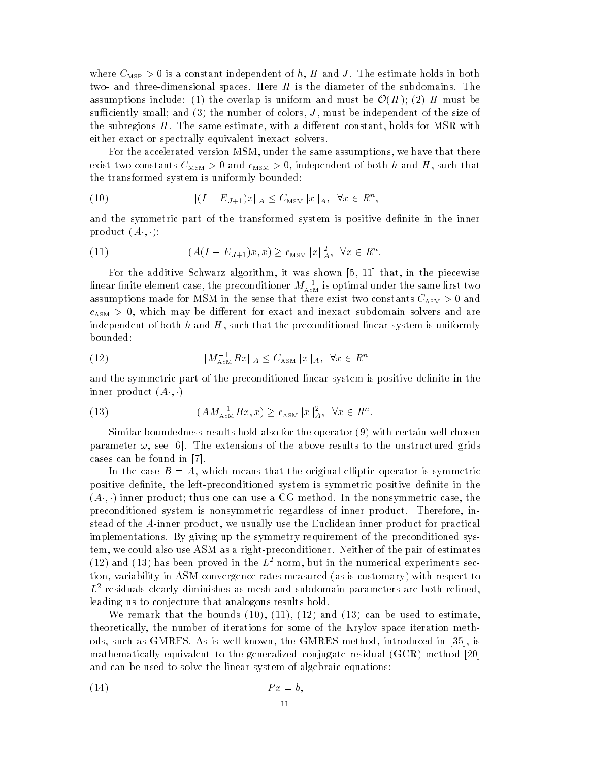where $C_{\text{MSR}} > 0$ is a constant independent of $h$, $H$ and $J$. The estimate holds in both two- and three-dimensional spaces. Here $H$ is the diameter of the subdomains. The assumptions include: (1) the overlap is uniform and must be $\mathcal{O}(H)$; (2) $H$ must be sufficiently small; and (3) the number of colors, $J$, must be independent of the size of the subregions $H$. The same estimate, with a different constant, holds for MSR with either exact or spectrally equivalent inexact solvers.

For the accelerated version MSM, under the same assumptions, we have that there exist two constants $C_{\text{MSM}} > 0$ and $c_{\text{MSM}} > 0$, independent of both $h$ and $H$, such that the transformed system is uniformly bounded:

$$\|(I - E_{J+1})x\|_A \leq C_{\text{MSM}}\|x\|_A, \quad \forall x \in R^n, \tag{10}$$

and the symmetric part of the transformed system is positive definite in the inner product $(A\cdot, \cdot)$:

$$(A(I - E_{J+1})x, x) \geq c_{\text{MSM}}\|x\|_A^2, \quad \forall x \in R^n. \tag{11}$$

For the additive Schwarz algorithm, it was shown [5, 11] that, in the piecewise linear finite element case, the preconditioner $M_{\text{ASM}}^{-1}$ is optimal under the same first two assumptions made for MSM in the sense that there exist two constants $C_{\text{ASM}} > 0$ and $c_{\text{ASM}} > 0$, which may be different for exact and inexact subdomain solvers and are independent of both $h$ and $H$, such that the preconditioned linear system is uniformly bounded:

$$\|M_{\text{ASM}}^{-1}Bx\|_A \leq C_{\text{ASM}}\|x\|_A, \quad \forall x \in R^n \tag{12}$$

and the symmetric part of the preconditioned linear system is positive definite in the inner product $(A\cdot, \cdot)$

$$(AM_{\text{ASM}}^{-1}Bx, x) \geq c_{\text{ASM}}\|x\|_A^2, \quad \forall x \in R^n. \tag{13}$$

Similar boundedness results hold also for the operator (9) with certain well chosen parameter $\omega$, see [6]. The extensions of the above results to the unstructured grids cases can be found in [7].

In the case $B = A$, which means that the original elliptic operator is symmetric positive definite, the left-preconditioned system is symmetric positive definite in the $(A\cdot, \cdot)$ inner product; thus one can use a CG method. In the nonsymmetric case, the preconditioned system is nonsymmetric regardless of inner product. Therefore, instead of the $A$-inner product, we usually use the Euclidean inner product for practical implementations. By giving up the symmetry requirement of the preconditioned system, we could also use ASM as a right-preconditioner. Neither of the pair of estimates (12) and (13) has been proved in the $L^2$ norm, but in the numerical experiments section, variability in ASM convergence rates measured (as is customary) with respect to $L^2$ residuals clearly diminishes as mesh and subdomain parameters are both refined, leading us to conjecture that analogous results hold.

We remark that the bounds (10), (11), (12) and (13) can be used to estimate, theoretically, the number of iterations for some of the Krylov space iteration methods, such as GMRES. As is well-known, the GMRES method, introduced in [35], is mathematically equivalent to the generalized conjugate residual (GCR) method [20] and can be used to solve the linear system of algebraic equations:

$$Px = b, \tag{14}$$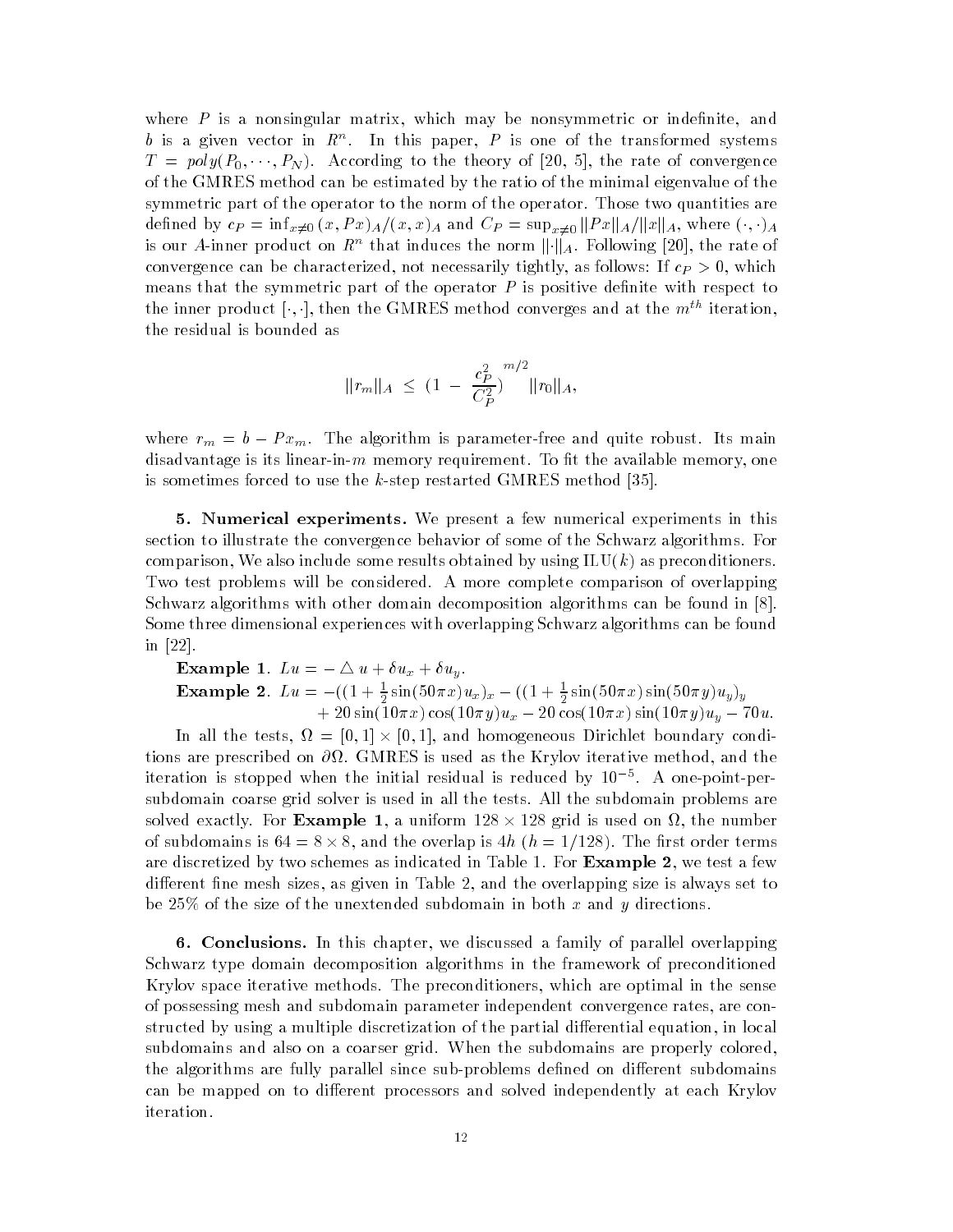where $P$ is a nonsingular matrix, which may be nonsymmetric or indefinite, and $b$ is a given vector in $R^n$. In this paper, $P$ is one of the transformed systems $T = poly(P_0, \cdots, P_N)$. According to the theory of [20, 5], the rate of convergence of the GMRES method can be estimated by the ratio of the minimal eigenvalue of the symmetric part of the operator to the norm of the operator. Those two quantities are defined by $c_P = \inf_{x \neq 0} (x, Px)_A/(x, x)_A$ and $C_P = \sup_{x \neq 0} \|Px\|_A/\|x\|_A$, where $(\cdot, \cdot)_A$ is our $A$-inner product on $R^n$ that induces the norm $\|\cdot\|_A$. Following [20], the rate of convergence can be characterized, not necessarily tightly, as follows: If $c_P > 0$, which means that the symmetric part of the operator $P$ is positive definite with respect to the inner product $[\cdot, \cdot]$, then the GMRES method converges and at the $m^{th}$ iteration, the residual is bounded as

$$\|r_m\|_A \leq \left(1 - \frac{c_P^2}{C_P^2}\right)^{m/2} \|r_0\|_A,$$

where $r_m = b - Px_m$. The algorithm is parameter-free and quite robust. Its main disadvantage is its linear-in-$m$ memory requirement. To fit the available memory, one is sometimes forced to use the $k$-step restarted GMRES method [35].

**5. Numerical experiments.** We present a few numerical experiments in this section to illustrate the convergence behavior of some of the Schwarz algorithms. For comparison, We also include some results obtained by using ILU($k$) as preconditioners. Two test problems will be considered. A more complete comparison of overlapping Schwarz algorithms with other domain decomposition algorithms can be found in [8]. Some three dimensional experiences with overlapping Schwarz algorithms can be found in [22].

**Example 1**. $Lu = -\triangle u + \delta u_x + \delta u_y$.

**Example 2**. $Lu = -((1 + \frac{1}{2}\sin(50\pi x) u_x)_x - ((1 + \frac{1}{2}\sin(50\pi x)\sin(50\pi y) u_y)_y$
$+ 20\sin(10\pi x)\cos(10\pi y) u_x - 20\cos(10\pi x)\sin(10\pi y) u_y - 70u$.

In all the tests, $\Omega = [0, 1] \times [0, 1]$, and homogeneous Dirichlet boundary conditions are prescribed on $\partial\Omega$. GMRES is used as the Krylov iterative method, and the iteration is stopped when the initial residual is reduced by $10^{-5}$. A one-point-per-subdomain coarse grid solver is used in all the tests. All the subdomain problems are solved exactly. For **Example 1**, a uniform $128 \times 128$ grid is used on $\Omega$, the number of subdomains is $64 = 8 \times 8$, and the overlap is $4h$ ($h = 1/128$). The first order terms are discretized by two schemes as indicated in Table 1. For **Example 2**, we test a few different fine mesh sizes, as given in Table 2, and the overlapping size is always set to be 25% of the size of the unextended subdomain in both $x$ and $y$ directions.

**6. Conclusions.** In this chapter, we discussed a family of parallel overlapping Schwarz type domain decomposition algorithms in the framework of preconditioned Krylov space iterative methods. The preconditioners, which are optimal in the sense of possessing mesh and subdomain parameter independent convergence rates, are constructed by using a multiple discretization of the partial differential equation, in local subdomains and also on a coarser grid. When the subdomains are properly colored, the algorithms are fully parallel since sub-problems defined on different subdomains can be mapped on to different processors and solved independently at each Krylov iteration.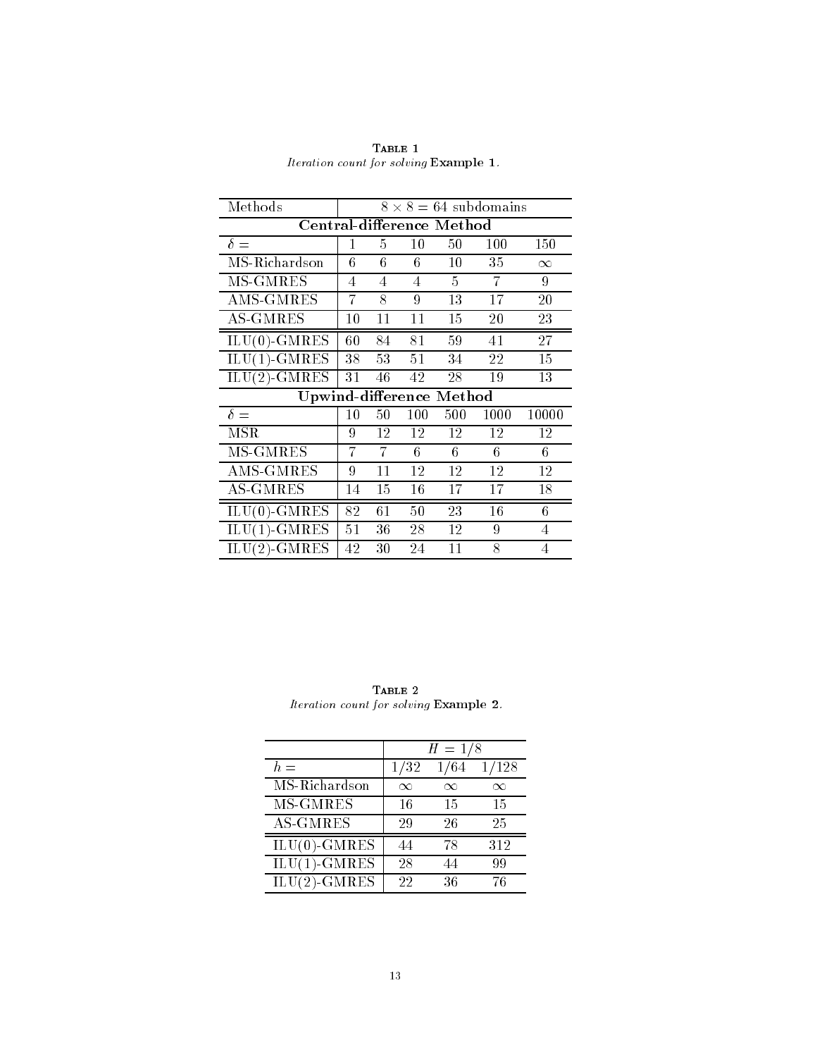Table 1
*Iteration count for solving* **Example 1**.

| Methods | $8 \times 8 = 64$ subdomains | | | | | |
|---|---|---|---|---|---|---|
| **Central-difference Method** | | | | | | |
| $\delta =$ | 1 | 5 | 10 | 50 | 100 | 150 |
| MS-Richardson | 6 | 6 | 6 | 10 | 35 | $\infty$ |
| MS-GMRES | 4 | 4 | 4 | 5 | 7 | 9 |
| AMS-GMRES | 7 | 8 | 9 | 13 | 17 | 20 |
| AS-GMRES | 10 | 11 | 11 | 15 | 20 | 23 |
| ILU(0)-GMRES | 60 | 84 | 81 | 59 | 41 | 27 |
| ILU(1)-GMRES | 38 | 53 | 51 | 34 | 22 | 15 |
| ILU(2)-GMRES | 31 | 46 | 42 | 28 | 19 | 13 |
| **Upwind-difference Method** | | | | | | |
| $\delta =$ | 10 | 50 | 100 | 500 | 1000 | 10000 |
| MSR | 9 | 12 | 12 | 12 | 12 | 12 |
| MS-GMRES | 7 | 7 | 6 | 6 | 6 | 6 |
| AMS-GMRES | 9 | 11 | 12 | 12 | 12 | 12 |
| AS-GMRES | 14 | 15 | 16 | 17 | 17 | 18 |
| ILU(0)-GMRES | 82 | 61 | 50 | 23 | 16 | 6 |
| ILU(1)-GMRES | 51 | 36 | 28 | 12 | 9 | 4 |
| ILU(2)-GMRES | 42 | 30 | 24 | 11 | 8 | 4 |

Table 2
*Iteration count for solving* **Example 2**.

| | $H = 1/8$ | | |
|---|---|---|---|
| $h =$ | 1/32 | 1/64 | 1/128 |
| MS-Richardson | $\infty$ | $\infty$ | $\infty$ |
| MS-GMRES | 16 | 15 | 15 |
| AS-GMRES | 29 | 26 | 25 |
| ILU(0)-GMRES | 44 | 78 | 312 |
| ILU(1)-GMRES | 28 | 44 | 99 |
| ILU(2)-GMRES | 22 | 36 | 76 |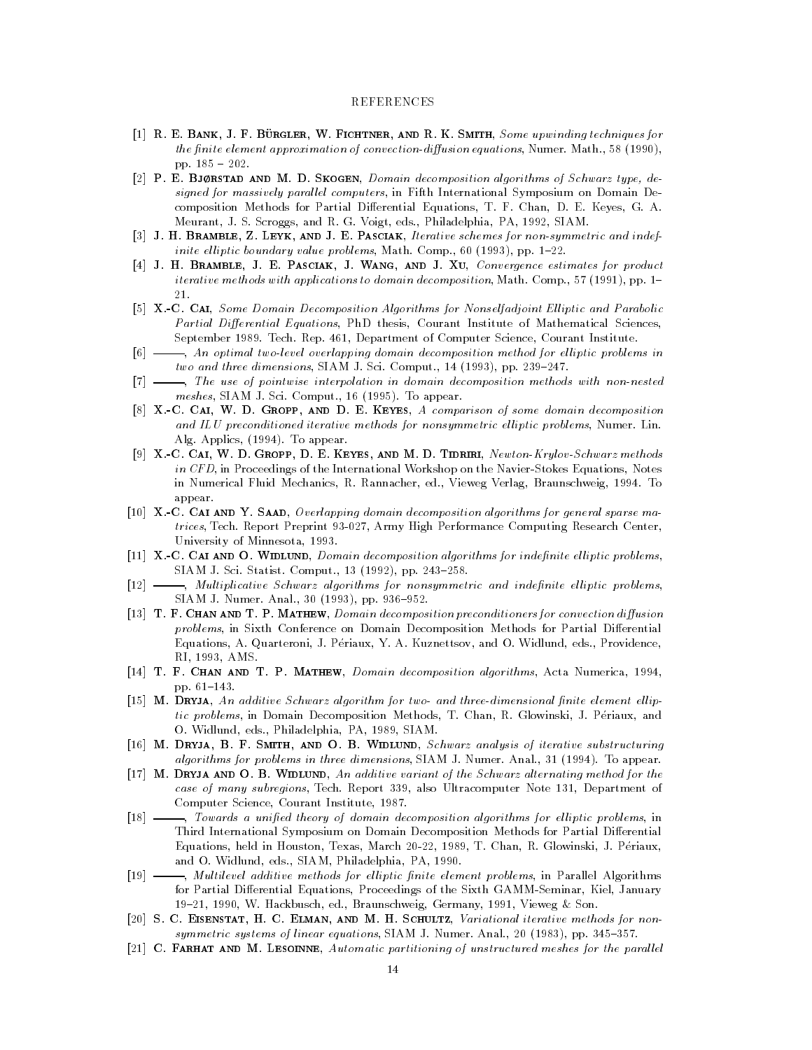## REFERENCES

[1] R. E. Bank, J. F. Bürgler, W. Fichtner, and R. K. Smith, *Some upwinding techniques for the finite element approximation of convection-diffusion equations*, Numer. Math., 58 (1990), pp. 185 – 202.

[2] P. E. Bjørstad and M. D. Skogen, *Domain decomposition algorithms of Schwarz type, designed for massively parallel computers*, in Fifth International Symposium on Domain Decomposition Methods for Partial Differential Equations, T. F. Chan, D. E. Keyes, G. A. Meurant, J. S. Scroggs, and R. G. Voigt, eds., Philadelphia, PA, 1992, SIAM.

[3] J. H. Bramble, Z. Leyk, and J. E. Pasciak, *Iterative schemes for non-symmetric and indefinite elliptic boundary value problems*, Math. Comp., 60 (1993), pp. 1–22.

[4] J. H. Bramble, J. E. Pasciak, J. Wang, and J. Xu, *Convergence estimates for product iterative methods with applications to domain decomposition*, Math. Comp., 57 (1991), pp. 1–21.

[5] X.-C. Cai, *Some Domain Decomposition Algorithms for Nonselfadjoint Elliptic and Parabolic Partial Differential Equations*, PhD thesis, Courant Institute of Mathematical Sciences, September 1989. Tech. Rep. 461, Department of Computer Science, Courant Institute.

[6] ———, *An optimal two-level overlapping domain decomposition method for elliptic problems in two and three dimensions*, SIAM J. Sci. Comput., 14 (1993), pp. 239–247.

[7] ———, *The use of pointwise interpolation in domain decomposition methods with non-nested meshes*, SIAM J. Sci. Comput., 16 (1995). To appear.

[8] X.-C. Cai, W. D. Gropp, and D. E. Keyes, *A comparison of some domain decomposition and ILU preconditioned iterative methods for nonsymmetric elliptic problems*, Numer. Lin. Alg. Applics, (1994). To appear.

[9] X.-C. Cai, W. D. Gropp, D. E. Keyes, and M. D. Tidriri, *Newton-Krylov-Schwarz methods in CFD*, in Proceedings of the International Workshop on the Navier-Stokes Equations, Notes in Numerical Fluid Mechanics, R. Rannacher, ed., Vieweg Verlag, Braunschweig, 1994. To appear.

[10] X.-C. Cai and Y. Saad, *Overlapping domain decomposition algorithms for general sparse matrices*, Tech. Report Preprint 93-027, Army High Performance Computing Research Center, University of Minnesota, 1993.

[11] X.-C. Cai and O. Widlund, *Domain decomposition algorithms for indefinite elliptic problems*, SIAM J. Sci. Statist. Comput., 13 (1992), pp. 243–258.

[12] ———, *Multiplicative Schwarz algorithms for nonsymmetric and indefinite elliptic problems*, SIAM J. Numer. Anal., 30 (1993), pp. 936–952.

[13] T. F. Chan and T. P. Mathew, *Domain decomposition preconditioners for convection diffusion problems*, in Sixth Conference on Domain Decomposition Methods for Partial Differential Equations, A. Quarteroni, J. Périaux, Y. A. Kuznettsov, and O. Widlund, eds., Providence, RI, 1993, AMS.

[14] T. F. Chan and T. P. Mathew, *Domain decomposition algorithms*, Acta Numerica, 1994, pp. 61–143.

[15] M. Dryja, *An additive Schwarz algorithm for two- and three-dimensional finite element elliptic problems*, in Domain Decomposition Methods, T. Chan, R. Glowinski, J. Périaux, and O. Widlund, eds., Philadelphia, PA, 1989, SIAM.

[16] M. Dryja, B. F. Smith, and O. B. Widlund, *Schwarz analysis of iterative substructuring algorithms for problems in three dimensions*, SIAM J. Numer. Anal., 31 (1994). To appear.

[17] M. Dryja and O. B. Widlund, *An additive variant of the Schwarz alternating method for the case of many subregions*, Tech. Report 339, also Ultracomputer Note 131, Department of Computer Science, Courant Institute, 1987.

[18] ———, *Towards a unified theory of domain decomposition algorithms for elliptic problems*, in Third International Symposium on Domain Decomposition Methods for Partial Differential Equations, held in Houston, Texas, March 20-22, 1989, T. Chan, R. Glowinski, J. Périaux, and O. Widlund, eds., SIAM, Philadelphia, PA, 1990.

[19] ———, *Multilevel additive methods for elliptic finite element problems*, in Parallel Algorithms for Partial Differential Equations, Proceedings of the Sixth GAMM-Seminar, Kiel, January 19–21, 1990, W. Hackbusch, ed., Braunschweig, Germany, 1991, Vieweg & Son.

[20] S. C. Eisenstat, H. C. Elman, and M. H. Schultz, *Variational iterative methods for nonsymmetric systems of linear equations*, SIAM J. Numer. Anal., 20 (1983), pp. 345–357.

[21] C. Farhat and M. Lesoinne, *Automatic partitioning of unstructured meshes for the parallel*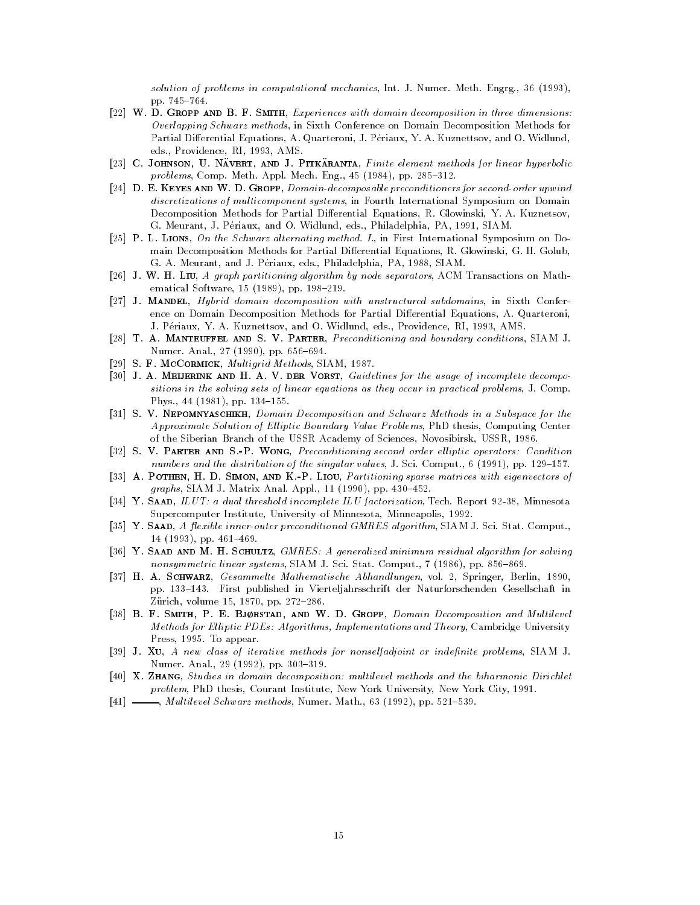*solution of problems in computational mechanics*, Int. J. Numer. Meth. Engrg., 36 (1993), pp. 745–764.

[22] W. D. Gropp and B. F. Smith, *Experiences with domain decomposition in three dimensions: Overlapping Schwarz methods*, in Sixth Conference on Domain Decomposition Methods for Partial Differential Equations, A. Quarteroni, J. Périaux, Y. A. Kuznettsov, and O. Widlund, eds., Providence, RI, 1993, AMS.

[23] C. Johnson, U. Nävert, and J. Pitkäranta, *Finite element methods for linear hyperbolic problems*, Comp. Meth. Appl. Mech. Eng., 45 (1984), pp. 285–312.

[24] D. E. Keyes and W. D. Gropp, *Domain-decomposable preconditioners for second-order upwind discretizations of multicomponent systems*, in Fourth International Symposium on Domain Decomposition Methods for Partial Differential Equations, R. Glowinski, Y. A. Kuznetsov, G. Meurant, J. Périaux, and O. Widlund, eds., Philadelphia, PA, 1991, SIAM.

[25] P. L. Lions, *On the Schwarz alternating method. I.*, in First International Symposium on Domain Decomposition Methods for Partial Differential Equations, R. Glowinski, G. H. Golub, G. A. Meurant, and J. Périaux, eds., Philadelphia, PA, 1988, SIAM.

[26] J. W. H. Liu, *A graph partitioning algorithm by node separators*, ACM Transactions on Mathematical Software, 15 (1989), pp. 198–219.

[27] J. Mandel, *Hybrid domain decomposition with unstructured subdomains*, in Sixth Conference on Domain Decomposition Methods for Partial Differential Equations, A. Quarteroni, J. Périaux, Y. A. Kuznettsov, and O. Widlund, eds., Providence, RI, 1993, AMS.

[28] T. A. Manteuffel and S. V. Parter, *Preconditioning and boundary conditions*, SIAM J. Numer. Anal., 27 (1990), pp. 656–694.

[29] S. F. McCormick, *Multigrid Methods*, SIAM, 1987.

[30] J. A. Meijerink and H. A. V. der Vorst, *Guidelines for the usage of incomplete decompositions in the solving sets of linear equations as they occur in practical problems*, J. Comp. Phys., 44 (1981), pp. 134–155.

[31] S. V. Nepomnyaschikh, *Domain Decomposition and Schwarz Methods in a Subspace for the Approximate Solution of Elliptic Boundary Value Problems*, PhD thesis, Computing Center of the Siberian Branch of the USSR Academy of Sciences, Novosibirsk, USSR, 1986.

[32] S. V. Parter and S.-P. Wong, *Preconditioning second order elliptic operators: Condition numbers and the distribution of the singular values*, J. Sci. Comput., 6 (1991), pp. 129–157.

[33] A. Pothen, H. D. Simon, and K.-P. Liou, *Partitioning sparse matrices with eigenvectors of graphs*, SIAM J. Matrix Anal. Appl., 11 (1990), pp. 430–452.

[34] Y. Saad, *ILUT: a dual threshold incomplete ILU factorization*, Tech. Report 92-38, Minnesota Supercomputer Institute, University of Minnesota, Minneapolis, 1992.

[35] Y. Saad, *A flexible inner-outer preconditioned GMRES algorithm*, SIAM J. Sci. Stat. Comput., 14 (1993), pp. 461–469.

[36] Y. Saad and M. H. Schultz, *GMRES: A generalized minimum residual algorithm for solving nonsymmetric linear systems*, SIAM J. Sci. Stat. Comput., 7 (1986), pp. 856–869.

[37] H. A. Schwarz, *Gesammelte Mathematische Abhandlungen*, vol. 2, Springer, Berlin, 1890, pp. 133–143. First published in Vierteljahrsschrift der Naturforschenden Gesellschaft in Zürich, volume 15, 1870, pp. 272–286.

[38] B. F. Smith, P. E. Bjørstad, and W. D. Gropp, *Domain Decomposition and Multilevel Methods for Elliptic PDEs: Algorithms, Implementations and Theory*, Cambridge University Press, 1995. To appear.

[39] J. Xu, *A new class of iterative methods for nonselfadjoint or indefinite problems*, SIAM J. Numer. Anal., 29 (1992), pp. 303–319.

[40] X. Zhang, *Studies in domain decomposition: multilevel methods and the biharmonic Dirichlet problem*, PhD thesis, Courant Institute, New York University, New York City, 1991.

[41] ———, *Multilevel Schwarz methods*, Numer. Math., 63 (1992), pp. 521–539.